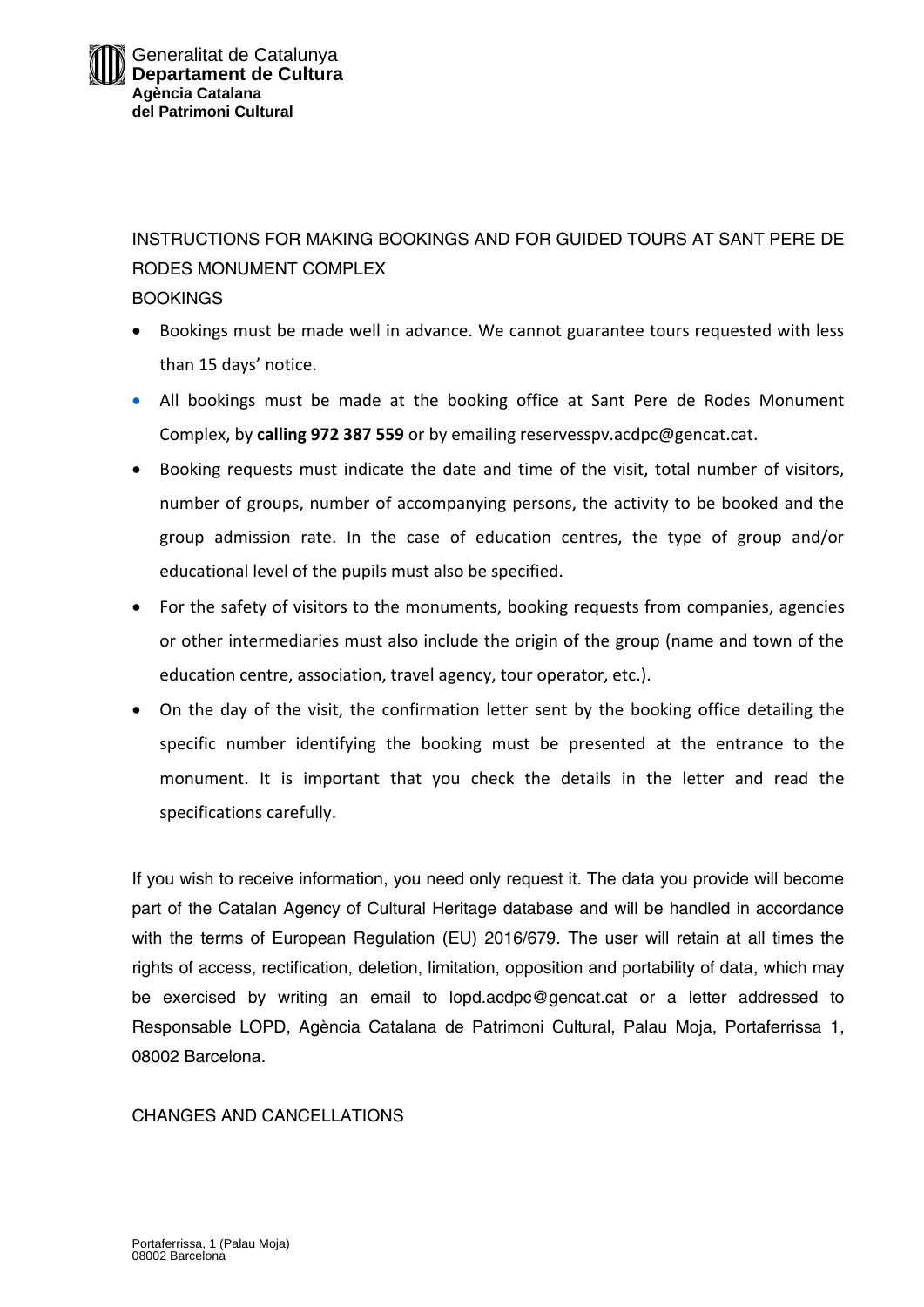Generalitat de Catalunya
**Departament de Cultura**
**Agència Catalana del Patrimoni Cultural**

# INSTRUCTIONS FOR MAKING BOOKINGS AND FOR GUIDED TOURS AT SANT PERE DE RODES MONUMENT COMPLEX

## BOOKINGS

- Bookings must be made well in advance. We cannot guarantee tours requested with less than 15 days' notice.
- All bookings must be made at the booking office at Sant Pere de Rodes Monument Complex, by **calling 972 387 559** or by emailing reservesspv.acdpc@gencat.cat.
- Booking requests must indicate the date and time of the visit, total number of visitors, number of groups, number of accompanying persons, the activity to be booked and the group admission rate. In the case of education centres, the type of group and/or educational level of the pupils must also be specified.
- For the safety of visitors to the monuments, booking requests from companies, agencies or other intermediaries must also include the origin of the group (name and town of the education centre, association, travel agency, tour operator, etc.).
- On the day of the visit, the confirmation letter sent by the booking office detailing the specific number identifying the booking must be presented at the entrance to the monument. It is important that you check the details in the letter and read the specifications carefully.

If you wish to receive information, you need only request it. The data you provide will become part of the Catalan Agency of Cultural Heritage database and will be handled in accordance with the terms of European Regulation (EU) 2016/679. The user will retain at all times the rights of access, rectification, deletion, limitation, opposition and portability of data, which may be exercised by writing an email to lopd.acdpc@gencat.cat or a letter addressed to Responsable LOPD, Agència Catalana de Patrimoni Cultural, Palau Moja, Portaferrissa 1, 08002 Barcelona.

## CHANGES AND CANCELLATIONS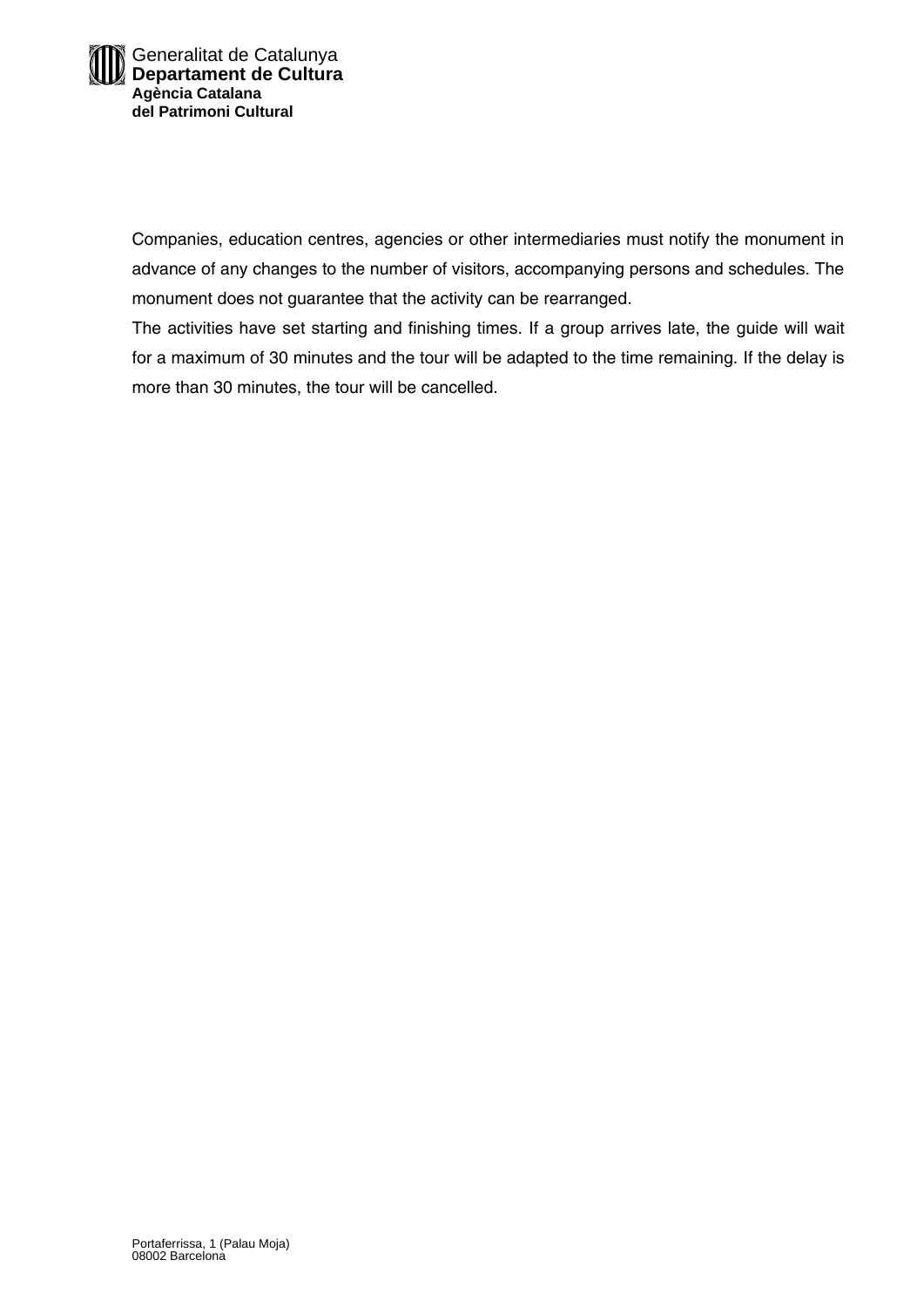Companies, education centres, agencies or other intermediaries must notify the monument in advance of any changes to the number of visitors, accompanying persons and schedules. The monument does not guarantee that the activity can be rearranged.

The activities have set starting and finishing times. If a group arrives late, the guide will wait for a maximum of 30 minutes and the tour will be adapted to the time remaining. If the delay is more than 30 minutes, the tour will be cancelled.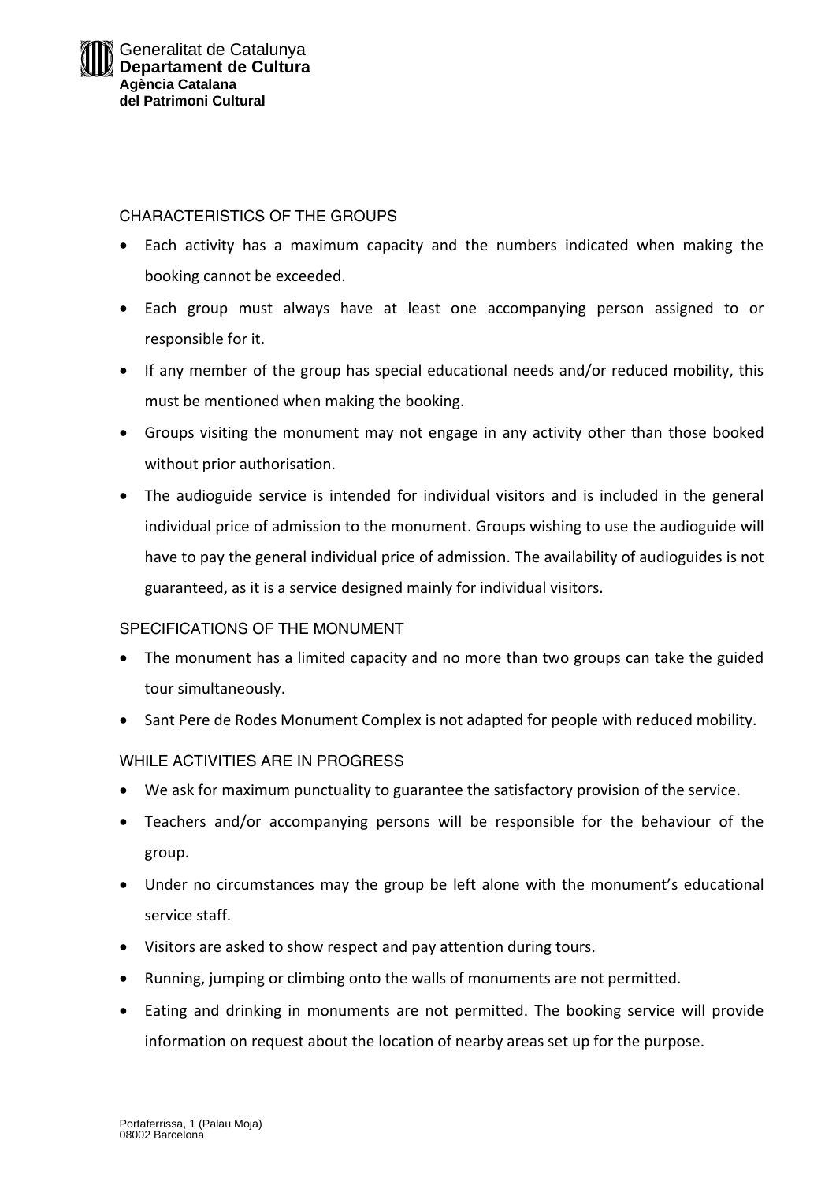## CHARACTERISTICS OF THE GROUPS

- Each activity has a maximum capacity and the numbers indicated when making the booking cannot be exceeded.
- Each group must always have at least one accompanying person assigned to or responsible for it.
- If any member of the group has special educational needs and/or reduced mobility, this must be mentioned when making the booking.
- Groups visiting the monument may not engage in any activity other than those booked without prior authorisation.
- The audioguide service is intended for individual visitors and is included in the general individual price of admission to the monument. Groups wishing to use the audioguide will have to pay the general individual price of admission. The availability of audioguides is not guaranteed, as it is a service designed mainly for individual visitors.

## SPECIFICATIONS OF THE MONUMENT

- The monument has a limited capacity and no more than two groups can take the guided tour simultaneously.
- Sant Pere de Rodes Monument Complex is not adapted for people with reduced mobility.

## WHILE ACTIVITIES ARE IN PROGRESS

- We ask for maximum punctuality to guarantee the satisfactory provision of the service.
- Teachers and/or accompanying persons will be responsible for the behaviour of the group.
- Under no circumstances may the group be left alone with the monument's educational service staff.
- Visitors are asked to show respect and pay attention during tours.
- Running, jumping or climbing onto the walls of monuments are not permitted.
- Eating and drinking in monuments are not permitted. The booking service will provide information on request about the location of nearby areas set up for the purpose.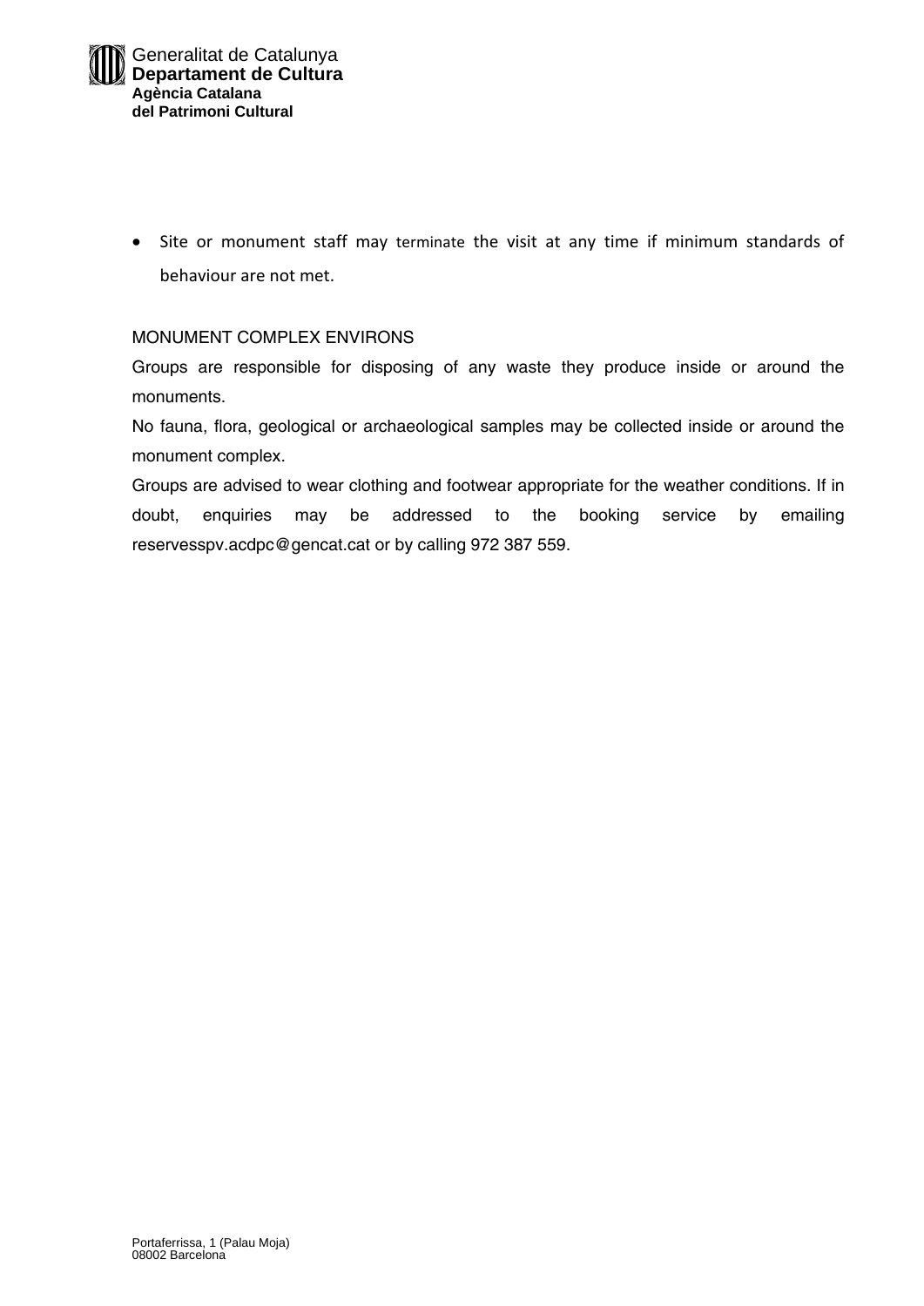- Site or monument staff may terminate the visit at any time if minimum standards of behaviour are not met.

MONUMENT COMPLEX ENVIRONS

Groups are responsible for disposing of any waste they produce inside or around the monuments.

No fauna, flora, geological or archaeological samples may be collected inside or around the monument complex.

Groups are advised to wear clothing and footwear appropriate for the weather conditions. If in doubt, enquiries may be addressed to the booking service by emailing reservesspv.acdpc@gencat.cat or by calling 972 387 559.